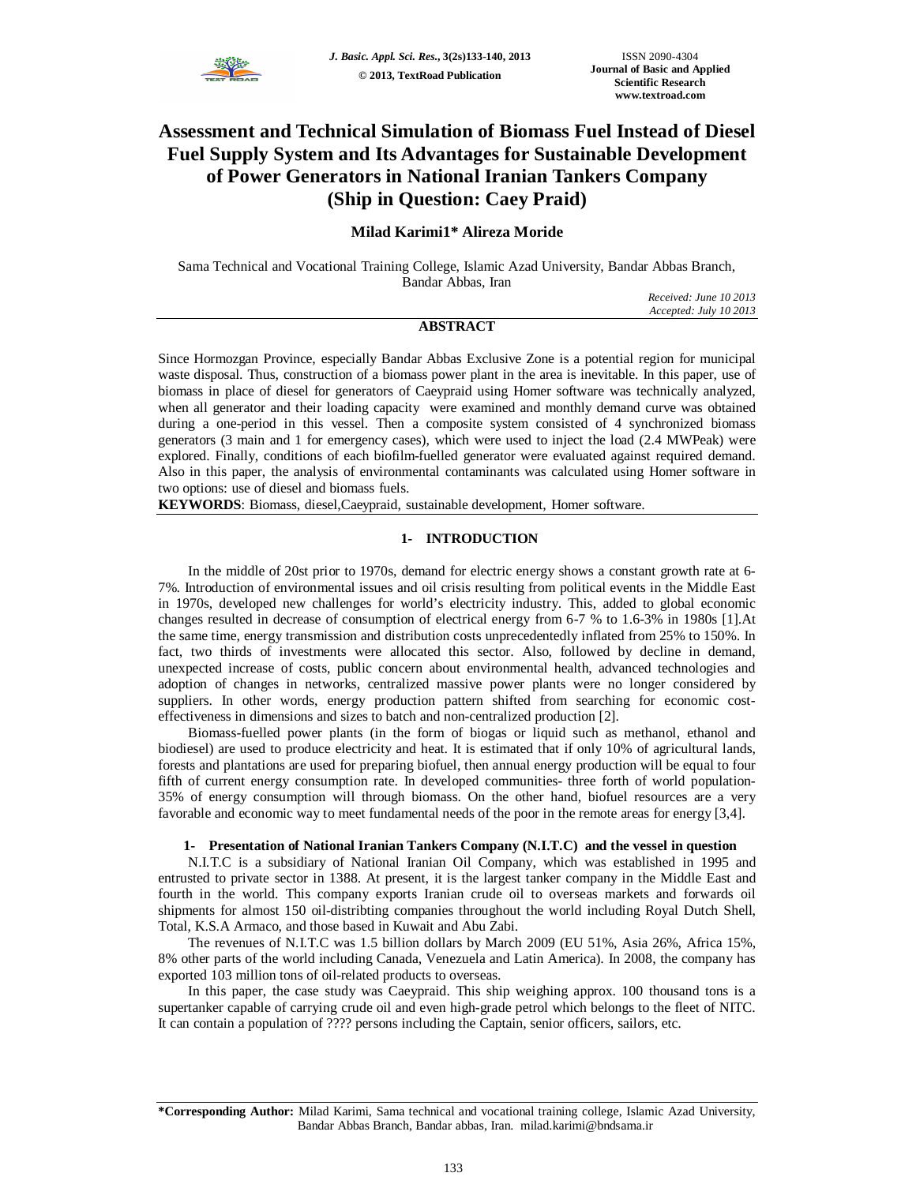# Assessment and Technical Simulation of Biomass Fuel Instead of Diesel Fuel Supply System and Its Advantages for Sustainable Development of Power Generators in National Iranian Tankers Company (Ship in Question: Caey Praid)

**Milad Karimi1\* Alireza Moride**

Sama Technical and Vocational Training College, Islamic Azad University, Bandar Abbas Branch, Bandar Abbas, Iran

*Received: June 10 2013*
*Accepted: July 10 2013*

## ABSTRACT

Since Hormozgan Province, especially Bandar Abbas Exclusive Zone is a potential region for municipal waste disposal. Thus, construction of a biomass power plant in the area is inevitable. In this paper, use of biomass in place of diesel for generators of Caeypraid using Homer software was technically analyzed, when all generator and their loading capacity were examined and monthly demand curve was obtained during a one-period in this vessel. Then a composite system consisted of 4 synchronized biomass generators (3 main and 1 for emergency cases), which were used to inject the load (2.4 MWPeak) were explored. Finally, conditions of each biofilm-fuelled generator were evaluated against required demand. Also in this paper, the analysis of environmental contaminants was calculated using Homer software in two options: use of diesel and biomass fuels.

**KEYWORDS**: Biomass, diesel,Caeypraid, sustainable development, Homer software.

## 1- INTRODUCTION

In the middle of 20st prior to 1970s, demand for electric energy shows a constant growth rate at 6-7%. Introduction of environmental issues and oil crisis resulting from political events in the Middle East in 1970s, developed new challenges for world's electricity industry. This, added to global economic changes resulted in decrease of consumption of electrical energy from 6-7 % to 1.6-3% in 1980s [1].At the same time, energy transmission and distribution costs unprecedentedly inflated from 25% to 150%. In fact, two thirds of investments were allocated this sector. Also, followed by decline in demand, unexpected increase of costs, public concern about environmental health, advanced technologies and adoption of changes in networks, centralized massive power plants were no longer considered by suppliers. In other words, energy production pattern shifted from searching for economic cost-effectiveness in dimensions and sizes to batch and non-centralized production [2].

Biomass-fuelled power plants (in the form of biogas or liquid such as methanol, ethanol and biodiesel) are used to produce electricity and heat. It is estimated that if only 10% of agricultural lands, forests and plantations are used for preparing biofuel, then annual energy production will be equal to four fifth of current energy consumption rate. In developed communities- three forth of world population-35% of energy consumption will through biomass. On the other hand, biofuel resources are a very favorable and economic way to meet fundamental needs of the poor in the remote areas for energy [3,4].

### 1- Presentation of National Iranian Tankers Company (N.I.T.C) and the vessel in question

N.I.T.C is a subsidiary of National Iranian Oil Company, which was established in 1995 and entrusted to private sector in 1388. At present, it is the largest tanker company in the Middle East and fourth in the world. This company exports Iranian crude oil to overseas markets and forwards oil shipments for almost 150 oil-distribting companies throughout the world including Royal Dutch Shell, Total, K.S.A Armaco, and those based in Kuwait and Abu Zabi.

The revenues of N.I.T.C was 1.5 billion dollars by March 2009 (EU 51%, Asia 26%, Africa 15%, 8% other parts of the world including Canada, Venezuela and Latin America). In 2008, the company has exported 103 million tons of oil-related products to overseas.

In this paper, the case study was Caeypraid. This ship weighing approx. 100 thousand tons is a supertanker capable of carrying crude oil and even high-grade petrol which belongs to the fleet of NITC. It can contain a population of ???? persons including the Captain, senior officers, sailors, etc.

---

**\*Corresponding Author:** Milad Karimi, Sama technical and vocational training college, Islamic Azad University, Bandar Abbas Branch, Bandar abbas, Iran. milad.karimi@bndsama.ir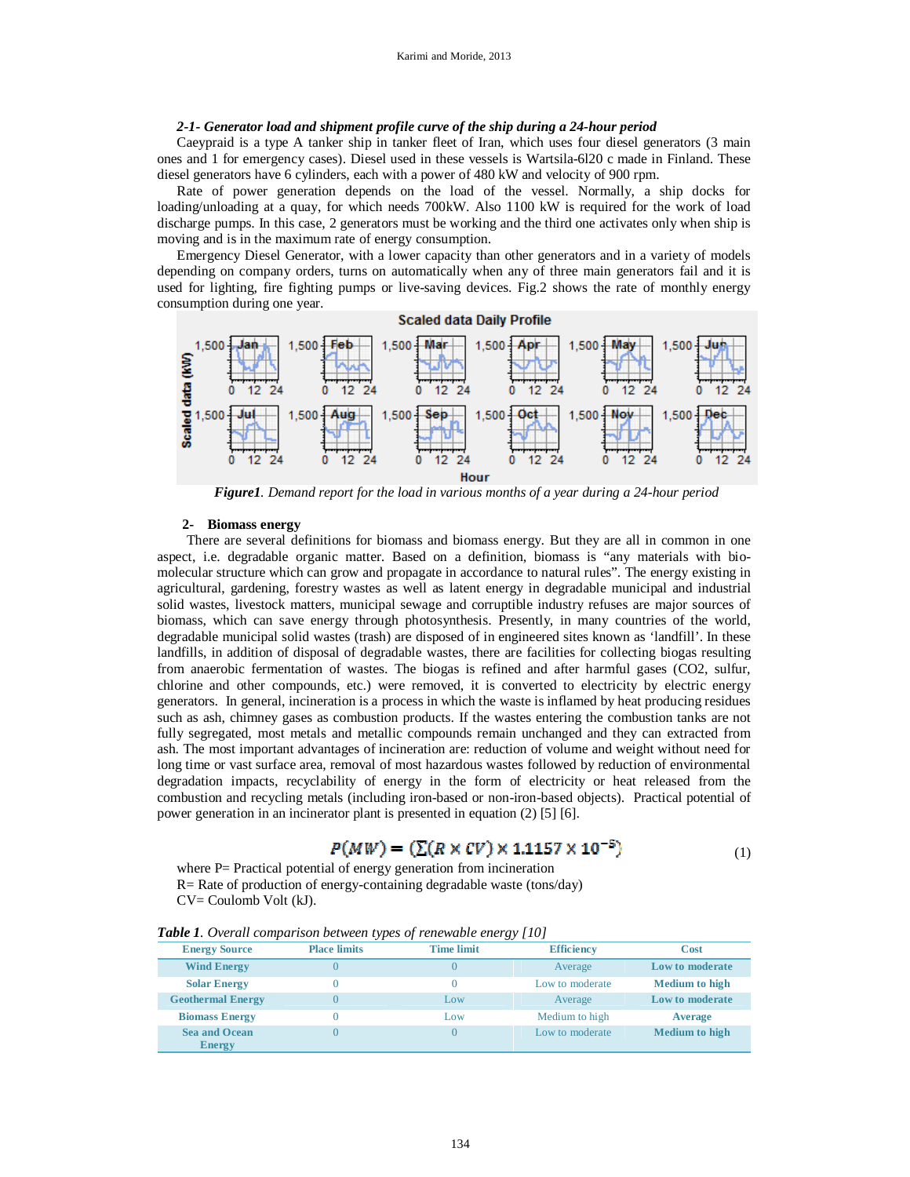### 2-1- Generator load and shipment profile curve of the ship during a 24-hour period

Caeypraid is a type A tanker ship in tanker fleet of Iran, which uses four diesel generators (3 main ones and 1 for emergency cases). Diesel used in these vessels is Wartsila-6l20 c made in Finland. These diesel generators have 6 cylinders, each with a power of 480 kW and velocity of 900 rpm.

Rate of power generation depends on the load of the vessel. Normally, a ship docks for loading/unloading at a quay, for which needs 700kW. Also 1100 kW is required for the work of load discharge pumps. In this case, 2 generators must be working and the third one activates only when ship is moving and is in the maximum rate of energy consumption.

Emergency Diesel Generator, with a lower capacity than other generators and in a variety of models depending on company orders, turns on automatically when any of three main generators fail and it is used for lighting, fire fighting pumps or live-saving devices. Fig.2 shows the rate of monthly energy consumption during one year.

Scaled data Daily Profile

Scaled data (kW)

1,500 Jan 0 12 24
1,500 Feb 0 12 24
1,500 Mar 0 12 24
1,500 Apr 0 12 24
1,500 May 0 12 24
1,500 Jun 0 12 24
1,500 Jul 0 12 24
1,500 Aug 0 12 24
1,500 Sep 0 12 24
1,500 Oct 0 12 24
1,500 Nov 0 12 24
1,500 Dec 0 12 24

Hour

***Figure1**. Demand report for the load in various months of a year during a 24-hour period*

## 2- Biomass energy

There are several definitions for biomass and biomass energy. But they are all in common in one aspect, i.e. degradable organic matter. Based on a definition, biomass is "any materials with bio-molecular structure which can grow and propagate in accordance to natural rules". The energy existing in agricultural, gardening, forestry wastes as well as latent energy in degradable municipal and industrial solid wastes, livestock matters, municipal sewage and corruptible industry refuses are major sources of biomass, which can save energy through photosynthesis. Presently, in many countries of the world, degradable municipal solid wastes (trash) are disposed of in engineered sites known as 'landfill'. In these landfills, in addition of disposal of degradable wastes, there are facilities for collecting biogas resulting from anaerobic fermentation of wastes. The biogas is refined and after harmful gases ($CO_2$, sulfur, chlorine and other compounds, etc.) were removed, it is converted to electricity by electric energy generators. In general, incineration is a process in which the waste is inflamed by heat producing residues such as ash, chimney gases as combustion products. If the wastes entering the combustion tanks are not fully segregated, most metals and metallic compounds remain unchanged and they can extracted from ash. The most important advantages of incineration are: reduction of volume and weight without need for long time or vast surface area, removal of most hazardous wastes followed by reduction of environmental degradation impacts, recyclability of energy in the form of electricity or heat released from the combustion and recycling metals (including iron-based or non-iron-based objects). Practical potential of power generation in an incinerator plant is presented in equation (2) [5] [6].

$$P(MW) = (\sum(R \times CV) \times 1.1157 \times 10^{-5}) \tag{1}$$

where P= Practical potential of energy generation from incineration
R= Rate of production of energy-containing degradable waste (tons/day)
CV= Coulomb Volt (kJ).

***Table 1**. Overall comparison between types of renewable energy [10]*

| Energy Source | Place limits | Time limit | Efficiency | Cost |
|---|---|---|---|---|
| **Wind Energy** | 0 | 0 | Average | **Low to moderate** |
| **Solar Energy** | 0 | 0 | Low to moderate | **Medium to high** |
| **Geothermal Energy** | 0 | Low | Average | **Low to moderate** |
| **Biomass Energy** | 0 | Low | Medium to high | **Average** |
| **Sea and Ocean Energy** | 0 | 0 | Low to moderate | **Medium to high** |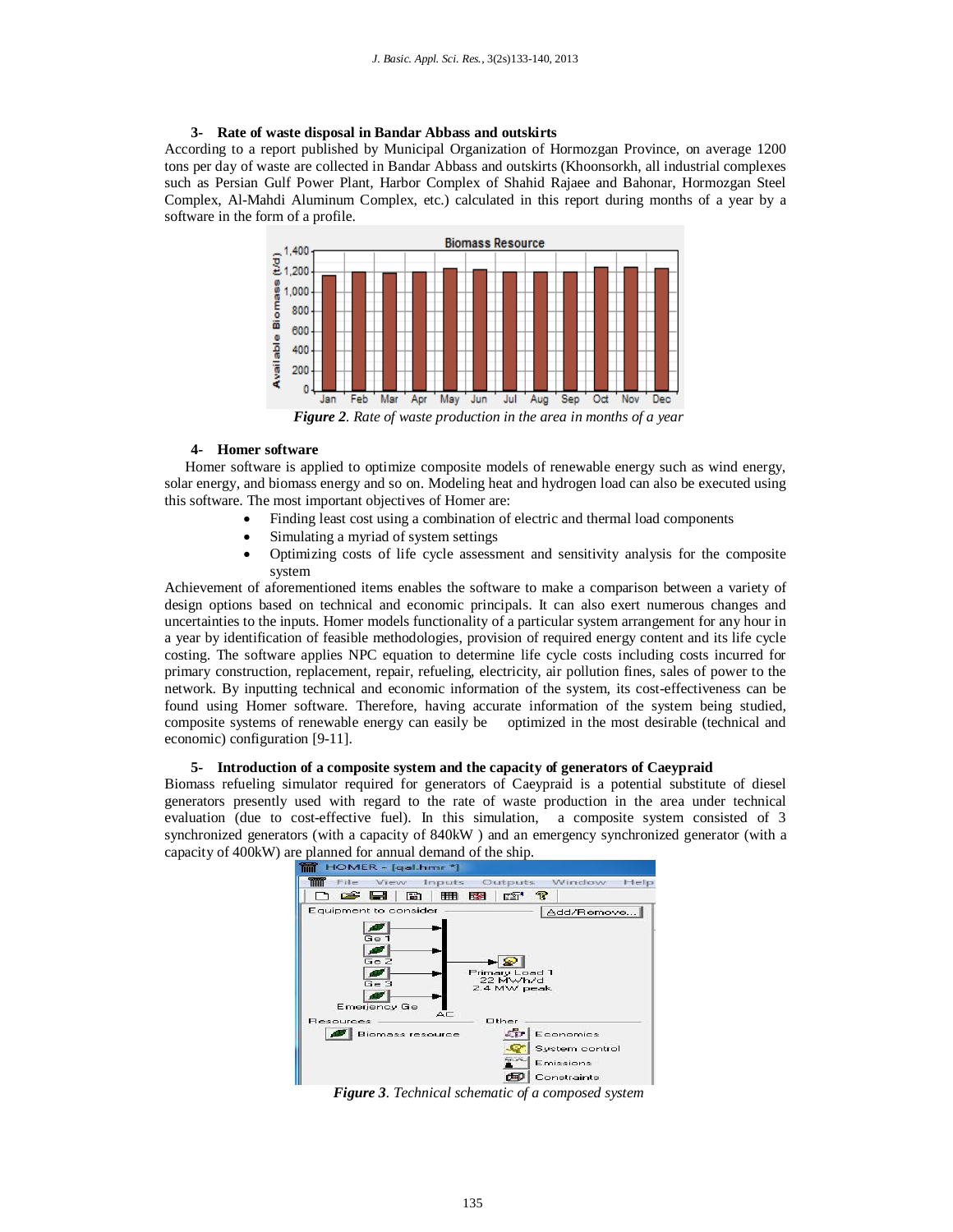### 3- Rate of waste disposal in Bandar Abbass and outskirts

According to a report published by Municipal Organization of Hormozgan Province, on average 1200 tons per day of waste are collected in Bandar Abbass and outskirts (Khoonsorkh, all industrial complexes such as Persian Gulf Power Plant, Harbor Complex of Shahid Rajaee and Bahonar, Hormozgan Steel Complex, Al-Mahdi Aluminum Complex, etc.) calculated in this report during months of a year by a software in the form of a profile.

Biomass Resource

Available Biomass (t/d)

1,400
1,200
1,000
800
600
400
200
0

Jan Feb Mar Apr May Jun Jul Aug Sep Oct Nov Dec

*Figure 2. Rate of waste production in the area in months of a year*

### 4- Homer software

Homer software is applied to optimize composite models of renewable energy such as wind energy, solar energy, and biomass energy and so on. Modeling heat and hydrogen load can also be executed using this software. The most important objectives of Homer are:

- Finding least cost using a combination of electric and thermal load components
- Simulating a myriad of system settings
- Optimizing costs of life cycle assessment and sensitivity analysis for the composite system

Achievement of aforementioned items enables the software to make a comparison between a variety of design options based on technical and economic principals. It can also exert numerous changes and uncertainties to the inputs. Homer models functionality of a particular system arrangement for any hour in a year by identification of feasible methodologies, provision of required energy content and its life cycle costing. The software applies NPC equation to determine life cycle costs including costs incurred for primary construction, replacement, repair, refueling, electricity, air pollution fines, sales of power to the network. By inputting technical and economic information of the system, its cost-effectiveness can be found using Homer software. Therefore, having accurate information of the system being studied, composite systems of renewable energy can easily be optimized in the most desirable (technical and economic) configuration [9-11].

### 5- Introduction of a composite system and the capacity of generators of Caeypraid

Biomass refueling simulator required for generators of Caeypraid is a potential substitute of diesel generators presently used with regard to the rate of waste production in the area under technical evaluation (due to cost-effective fuel). In this simulation, a composite system consisted of 3 synchronized generators (with a capacity of 840kW ) and an emergency synchronized generator (with a capacity of 400kW) are planned for annual demand of the ship.

HOMER - [qal.hmr *]

File View Inputs Outputs Window Help

Equipment to consider

Add/Remove...

Ge 1

Ge 2

Ge 3

Emergency Ge

AC

Primary Load 1
22 MWh/d
2.4 MW peak

Resources

Biomass resource

Other

Economics

System control

Emissions

Constraints

*Figure 3. Technical schematic of a composed system*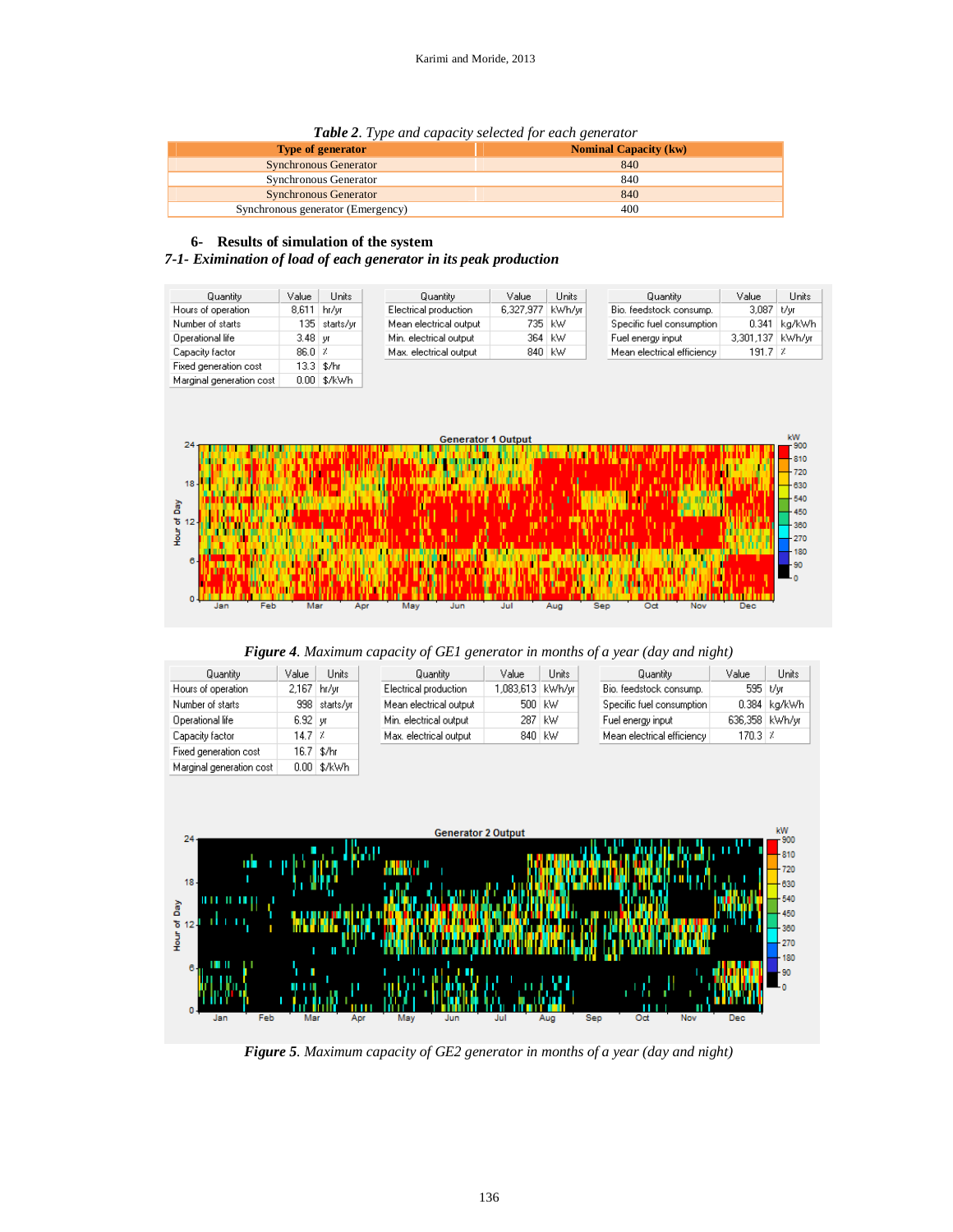***Table 2***. *Type and capacity selected for each generator*

| Type of generator | Nominal Capacity (kw) |
|---|---|
| Synchronous Generator | 840 |
| Synchronous Generator | 840 |
| Synchronous Generator | 840 |
| Synchronous generator (Emergency) | 400 |

## 6- Results of simulation of the system

### *7-1- Eximination of load of each generator in its peak production*

| Quantity | Value | Units |
|---|---|---|
| Hours of operation | 8,611 | hr/yr |
| Number of starts | 135 | starts/yr |
| Operational life | 3.48 | yr |
| Capacity factor | 86.0 | % |
| Fixed generation cost | 13.3 | $/hr |
| Marginal generation cost | 0.00 | $/kWh |

| Quantity | Value | Units |
|---|---|---|
| Electrical production | 6,327,977 | kWh/yr |
| Mean electrical output | 735 | kW |
| Min. electrical output | 364 | kW |
| Max. electrical output | 840 | kW |

| Quantity | Value | Units |
|---|---|---|
| Bio. feedstock consump. | 3,087 | t/yr |
| Specific fuel consumption | 0.341 | kg/kWh |
| Fuel energy input | 3,301,137 | kWh/yr |
| Mean electrical efficiency | 191.7 | % |

Generator 1 Output

Hour of Day

0
6
12
18
24

Jan Feb Mar Apr May Jun Jul Aug Sep Oct Nov Dec

kW
900
810
720
630
540
450
360
270
180
90
0

***Figure 4***. *Maximum capacity of GE1 generator in months of a year (day and night)*

| Quantity | Value | Units |
|---|---|---|
| Hours of operation | 2,167 | hr/yr |
| Number of starts | 998 | starts/yr |
| Operational life | 6.92 | yr |
| Capacity factor | 14.7 | % |
| Fixed generation cost | 16.7 | $/hr |
| Marginal generation cost | 0.00 | $/kWh |

| Quantity | Value | Units |
|---|---|---|
| Electrical production | 1,083,613 | kWh/yr |
| Mean electrical output | 500 | kW |
| Min. electrical output | 287 | kW |
| Max. electrical output | 840 | kW |

| Quantity | Value | Units |
|---|---|---|
| Bio. feedstock consump. | 595 | t/yr |
| Specific fuel consumption | 0.384 | kg/kWh |
| Fuel energy input | 636,358 | kWh/yr |
| Mean electrical efficiency | 170.3 | % |

Generator 2 Output

Hour of Day

0
6
12
18
24

Jan Feb Mar Apr May Jun Jul Aug Sep Oct Nov Dec

kW
900
810
720
630
540
450
360
270
180
90
0

***Figure 5***. *Maximum capacity of GE2 generator in months of a year (day and night)*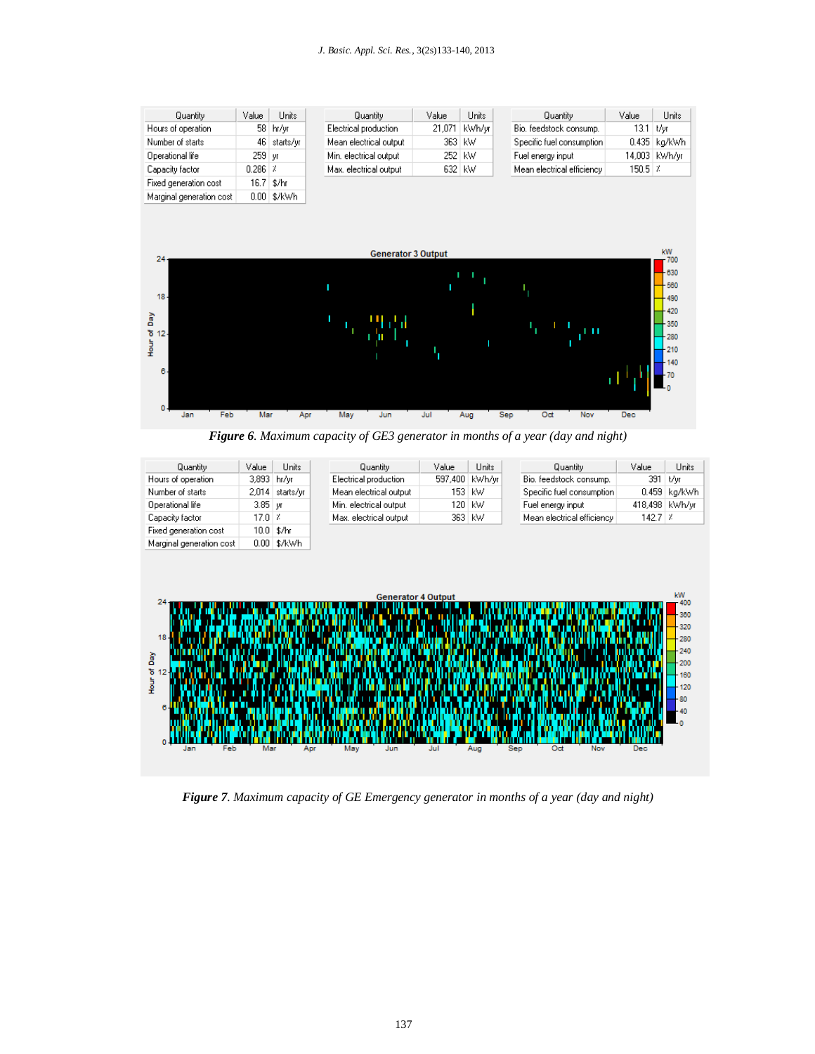| Quantity | Value | Units |
|---|---|---|
| Hours of operation | 58 | hr/yr |
| Number of starts | 46 | starts/yr |
| Operational life | 259 | yr |
| Capacity factor | 0.286 | % |
| Fixed generation cost | 16.7 | $/hr |
| Marginal generation cost | 0.00 | $/kWh |

| Quantity | Value | Units |
|---|---|---|
| Electrical production | 21,071 | kWh/yr |
| Mean electrical output | 363 | kW |
| Min. electrical output | 252 | kW |
| Max. electrical output | 632 | kW |

| Quantity | Value | Units |
|---|---|---|
| Bio. feedstock consump. | 13.1 | t/yr |
| Specific fuel consumption | 0.435 | kg/kWh |
| Fuel energy input | 14,003 | kWh/yr |
| Mean electrical efficiency | 150.5 | % |

Generator 3 Output

Hour of Day

0
6
12
18
24

Jan Feb Mar Apr May Jun Jul Aug Sep Oct Nov Dec

kW
700
630
560
490
420
350
280
210
140
70
0

***Figure 6***. *Maximum capacity of GE3 generator in months of a year (day and night)*

| Quantity | Value | Units |
|---|---|---|
| Hours of operation | 3,893 | hr/yr |
| Number of starts | 2,014 | starts/yr |
| Operational life | 3.85 | yr |
| Capacity factor | 17.0 | % |
| Fixed generation cost | 10.0 | $/hr |
| Marginal generation cost | 0.00 | $/kWh |

| Quantity | Value | Units |
|---|---|---|
| Electrical production | 597,400 | kWh/yr |
| Mean electrical output | 153 | kW |
| Min. electrical output | 120 | kW |
| Max. electrical output | 363 | kW |

| Quantity | Value | Units |
|---|---|---|
| Bio. feedstock consump. | 391 | t/yr |
| Specific fuel consumption | 0.459 | kg/kWh |
| Fuel energy input | 418,498 | kWh/yr |
| Mean electrical efficiency | 142.7 | % |

Generator 4 Output

Hour of Day

0
6
12
18
24

Jan Feb Mar Apr May Jun Jul Aug Sep Oct Nov Dec

kW
400
360
320
280
240
200
160
120
80
40
0

***Figure 7***. *Maximum capacity of GE Emergency generator in months of a year (day and night)*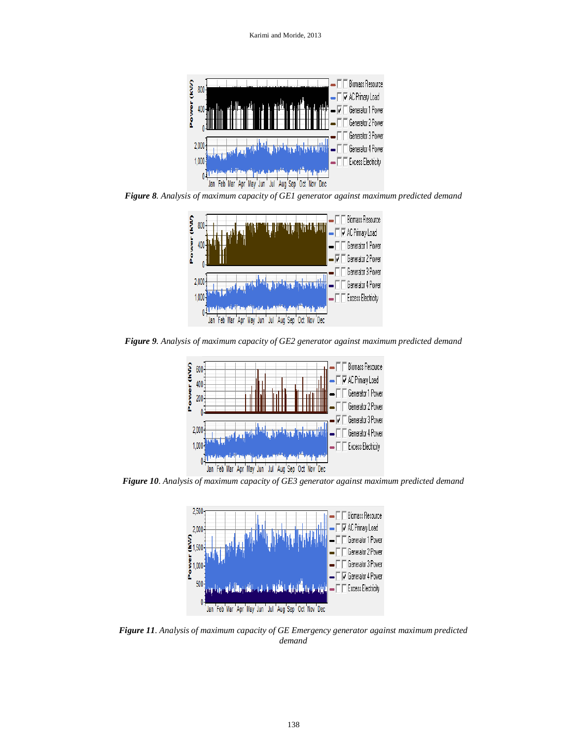Power (kW)
800
400
0
2,000
1,000
0
Jan Feb Mar Apr May Jun Jul Aug Sep Oct Nov Dec
Biomass Resource
AC Primary Load
Generator 1 Power
Generator 2 Power
Generator 3 Power
Generator 4 Power
Excess Electricity

***Figure 8****. Analysis of maximum capacity of GE1 generator against maximum predicted demand*

Power (kW)
800
400
0
2,000
1,000
0
Jan Feb Mar Apr May Jun Jul Aug Sep Oct Nov Dec
Biomass Resource
AC Primary Load
Generator 1 Power
Generator 2 Power
Generator 3 Power
Generator 4 Power
Excess Electricity

***Figure 9****. Analysis of maximum capacity of GE2 generator against maximum predicted demand*

Power (kW)
600
400
200
0
2,000
1,000
0
Jan Feb Mar Apr May Jun Jul Aug Sep Oct Nov Dec
Biomass Resource
AC Primary Load
Generator 1 Power
Generator 2 Power
Generator 3 Power
Generator 4 Power
Excess Electricity

***Figure 10****. Analysis of maximum capacity of GE3 generator against maximum predicted demand*

Power (kW)
2,500
2,000
1,500
1,000
500
0
Jan Feb Mar Apr May Jun Jul Aug Sep Oct Nov Dec
Biomass Resource
AC Primary Load
Generator 1 Power
Generator 2 Power
Generator 3 Power
Generator 4 Power
Excess Electricity

***Figure 11****. Analysis of maximum capacity of GE Emergency generator against maximum predicted demand*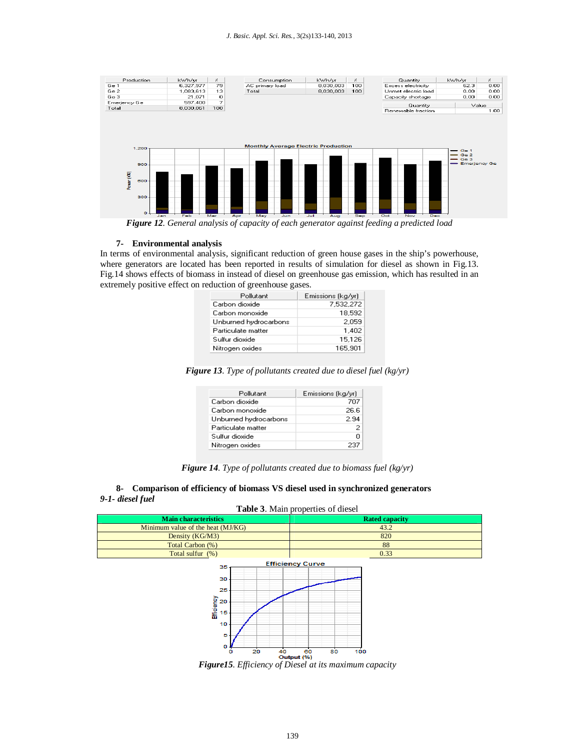| Production | kWh/yr | % |
|---|---|---|
| Ge 1 | 6,327,977 | 79 |
| Ge 2 | 1,083,613 | 13 |
| Ge 3 | 21,071 | 0 |
| Emerjency Ge | 597,400 | 7 |
| Total | 8,030,061 | 100 |

| Consumption | kWh/yr | % |
|---|---|---|
| AC primary load | 8,030,003 | 100 |
| Total | 8,030,003 | 100 |

| Quantity | kWh/yr | % |
|---|---|---|
| Excess electricity | 62.3 | 0.00 |
| Unmet electric load | 0.00 | 0.00 |
| Capacity shortage | 0.00 | 0.00 |

| Quantity | Value |
|---|---|
| Renewable fraction | 1.00 |

Monthly Average Electric Production

Power (kW)

1,200
900
600
300
0

Jan Feb Mar Apr May Jun Jul Aug Sep Oct Nov Dec

Ge 1
Ge 2
Ge 3
Emerjency Ge

***Figure 12***. *General analysis of capacity of each generator against feeding a predicted load*

## 7- Environmental analysis

In terms of environmental analysis, significant reduction of green house gases in the ship's powerhouse, where generators are located has been reported in results of simulation for diesel as shown in Fig.13. Fig.14 shows effects of biomass in instead of diesel on greenhouse gas emission, which has resulted in an extremely positive effect on reduction of greenhouse gases.

| Pollutant | Emissions (kg/yr) |
|---|---|
| Carbon dioxide | 7,532,272 |
| Carbon monoxide | 18,592 |
| Unburned hydrocarbons | 2,059 |
| Particulate matter | 1,402 |
| Sulfur dioxide | 15,126 |
| Nitrogen oxides | 165,901 |

***Figure 13***. *Type of pollutants created due to diesel fuel (kg/yr)*

| Pollutant | Emissions (kg/yr) |
|---|---|
| Carbon dioxide | 707 |
| Carbon monoxide | 26.6 |
| Unburned hydrocarbons | 2.94 |
| Particulate matter | 2 |
| Sulfur dioxide | 0 |
| Nitrogen oxides | 237 |

***Figure 14***. *Type of pollutants created due to biomass fuel (kg/yr)*

## 8- Comparison of efficiency of biomass VS diesel used in synchronized generators

### *9-1- diesel fuel*

**Table 3**. Main properties of diesel

| Main characteristics | Rated capacity |
|---|---|
| Minimum value of the heat (MJ/KG) | 43.2 |
| Density (KG/M3) | 820 |
| Total Carbon (%) | 88 |
| Total sulfur (%) | 0.33 |

Efficiency Curve

Efficiency

35
30
25
20
15
10
5
0

0 20 40 60 80 100

Output (%)

***Figure15***. *Efficiency of Diesel at its maximum capacity*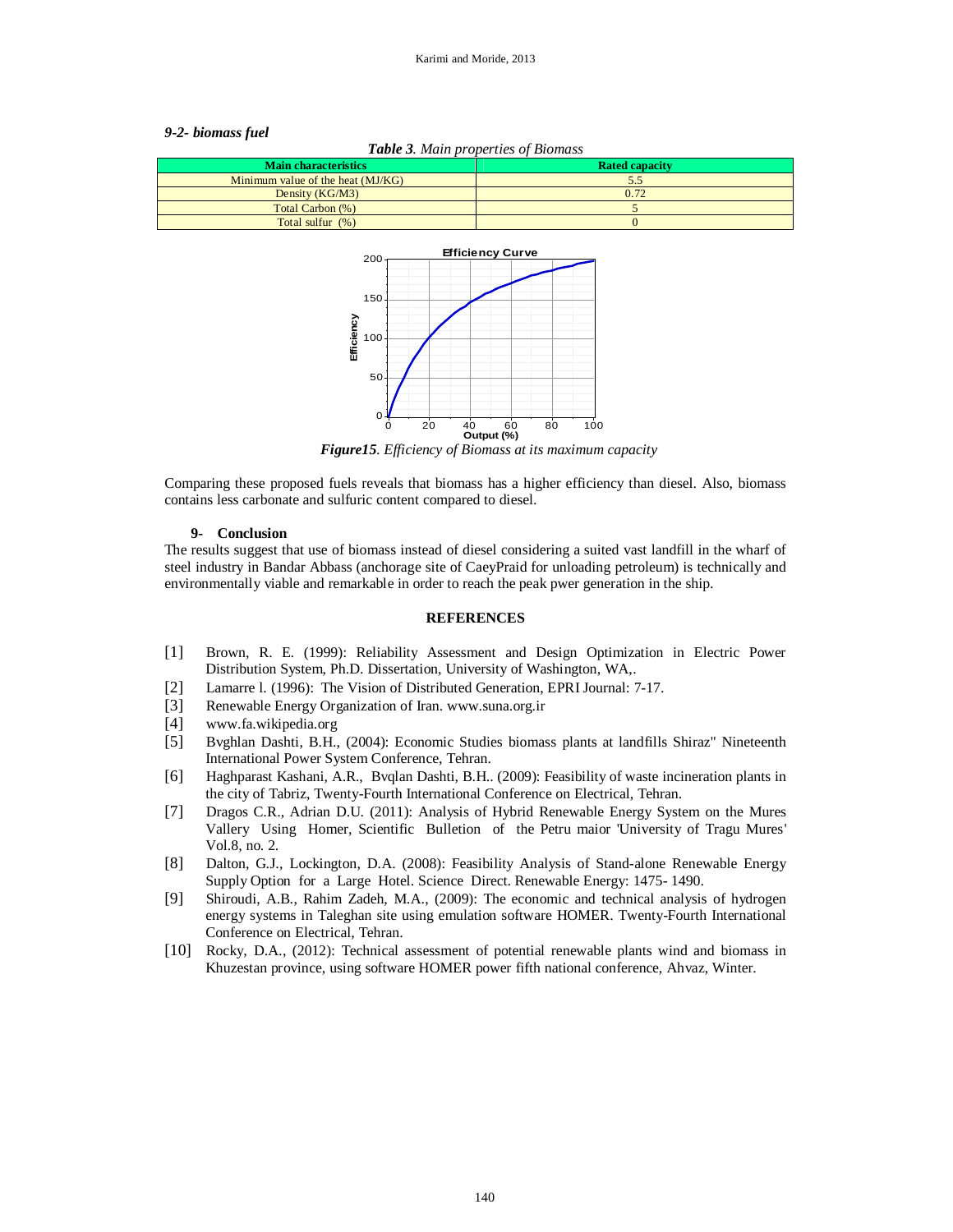*9-2- biomass fuel*

***Table 3**. Main properties of Biomass*

| Main characteristics | Rated capacity |
|---|---|
| Minimum value of the heat (MJ/KG) | 5.5 |
| Density (KG/M3) | 0.72 |
| Total Carbon (%) | 5 |
| Total sulfur (%) | 0 |

Efficiency Curve

Efficiency

200
150
100
50
0

0 20 40 60 80 100

Output (%)

***Figure15**. Efficiency of Biomass at its maximum capacity*

Comparing these proposed fuels reveals that biomass has a higher efficiency than diesel. Also, biomass contains less carbonate and sulfuric content compared to diesel.

## 9- Conclusion

The results suggest that use of biomass instead of diesel considering a suited vast landfill in the wharf of steel industry in Bandar Abbass (anchorage site of CaeyPraid for unloading petroleum) is technically and environmentally viable and remarkable in order to reach the peak pwer generation in the ship.

## REFERENCES

[1] Brown, R. E. (1999): Reliability Assessment and Design Optimization in Electric Power Distribution System, Ph.D. Dissertation, University of Washington, WA,.

[2] Lamarre l. (1996): The Vision of Distributed Generation, EPRI Journal: 7-17.

[3] Renewable Energy Organization of Iran. www.suna.org.ir

[4] www.fa.wikipedia.org

[5] Bvghlan Dashti, B.H., (2004): Economic Studies biomass plants at landfills Shiraz" Nineteenth International Power System Conference, Tehran.

[6] Haghparast Kashani, A.R., Bvqlan Dashti, B.H.. (2009): Feasibility of waste incineration plants in the city of Tabriz, Twenty-Fourth International Conference on Electrical, Tehran.

[7] Dragos C.R., Adrian D.U. (2011): Analysis of Hybrid Renewable Energy System on the Mures Vallery Using Homer, Scientific Bulletion of the Petru maior 'University of Tragu Mures' Vol.8, no. 2.

[8] Dalton, G.J., Lockington, D.A. (2008): Feasibility Analysis of Stand-alone Renewable Energy Supply Option for a Large Hotel. Science Direct. Renewable Energy: 1475- 1490.

[9] Shiroudi, A.B., Rahim Zadeh, M.A., (2009): The economic and technical analysis of hydrogen energy systems in Taleghan site using emulation software HOMER. Twenty-Fourth International Conference on Electrical, Tehran.

[10] Rocky, D.A., (2012): Technical assessment of potential renewable plants wind and biomass in Khuzestan province, using software HOMER power fifth national conference, Ahvaz, Winter.